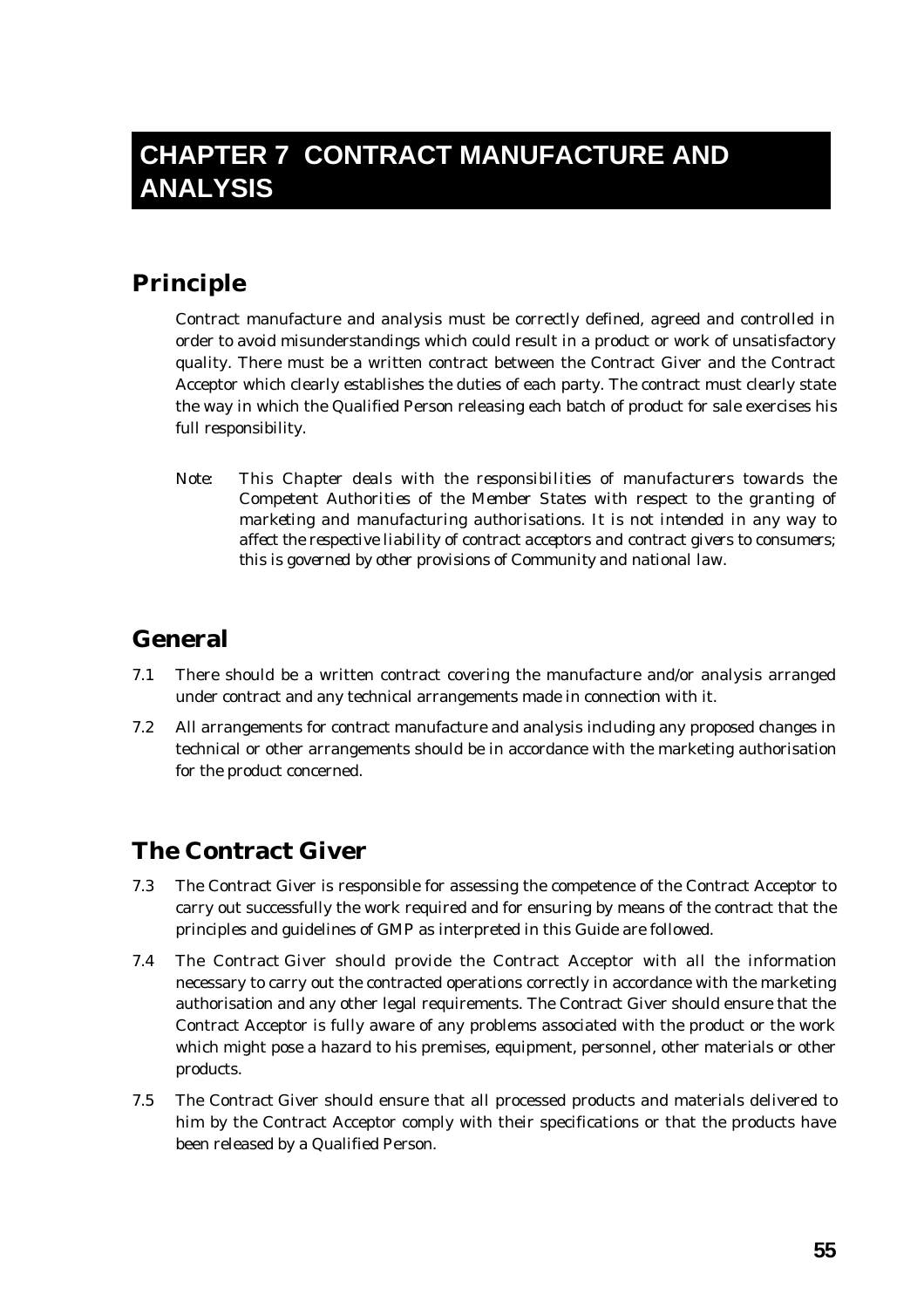# CHAPTER 7 CONTRACT MANUFACTURE AND ANALYSIS

## Principle

Contract manufacture and analysis must be correctly defined, agreed and controlled in order to avoid misunderstandings which could result in a product or work of unsatisfactory quality. There must be a written contract between the Contract Giver and the Contract Acceptor which clearly establishes the duties of each party. The contract must clearly state the way in which the Qualified Person releasing each batch of product for sale exercises his full responsibility.

*Note: This Chapter deals with the responsibilities of manufacturers towards the Competent Authorities of the Member States with respect to the granting of marketing and manufacturing authorisations. It is not intended in any way to affect the respective liability of contract acceptors and contract givers to consumers; this is governed by other provisions of Community and national law.*

## General

7.1 There should be a written contract covering the manufacture and/or analysis arranged under contract and any technical arrangements made in connection with it.

7.2 All arrangements for contract manufacture and analysis including any proposed changes in technical or other arrangements should be in accordance with the marketing authorisation for the product concerned.

## The Contract Giver

7.3 The Contract Giver is responsible for assessing the competence of the Contract Acceptor to carry out successfully the work required and for ensuring by means of the contract that the principles and guidelines of GMP as interpreted in this Guide are followed.

7.4 The Contract Giver should provide the Contract Acceptor with all the information necessary to carry out the contracted operations correctly in accordance with the marketing authorisation and any other legal requirements. The Contract Giver should ensure that the Contract Acceptor is fully aware of any problems associated with the product or the work which might pose a hazard to his premises, equipment, personnel, other materials or other products.

7.5 The Contract Giver should ensure that all processed products and materials delivered to him by the Contract Acceptor comply with their specifications or that the products have been released by a Qualified Person.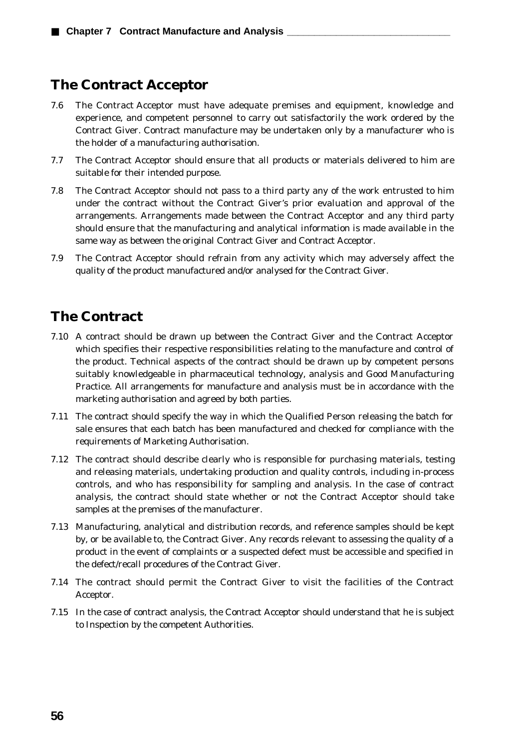## The Contract Acceptor

7.6 The Contract Acceptor must have adequate premises and equipment, knowledge and experience, and competent personnel to carry out satisfactorily the work ordered by the Contract Giver. Contract manufacture may be undertaken only by a manufacturer who is the holder of a manufacturing authorisation.

7.7 The Contract Acceptor should ensure that all products or materials delivered to him are suitable for their intended purpose.

7.8 The Contract Acceptor should not pass to a third party any of the work entrusted to him under the contract without the Contract Giver's prior evaluation and approval of the arrangements. Arrangements made between the Contract Acceptor and any third party should ensure that the manufacturing and analytical information is made available in the same way as between the original Contract Giver and Contract Acceptor.

7.9 The Contract Acceptor should refrain from any activity which may adversely affect the quality of the product manufactured and/or analysed for the Contract Giver.

## The Contract

7.10 A contract should be drawn up between the Contract Giver and the Contract Acceptor which specifies their respective responsibilities relating to the manufacture and control of the product. Technical aspects of the contract should be drawn up by competent persons suitably knowledgeable in pharmaceutical technology, analysis and Good Manufacturing Practice. All arrangements for manufacture and analysis must be in accordance with the marketing authorisation and agreed by both parties.

7.11 The contract should specify the way in which the Qualified Person releasing the batch for sale ensures that each batch has been manufactured and checked for compliance with the requirements of Marketing Authorisation.

7.12 The contract should describe clearly who is responsible for purchasing materials, testing and releasing materials, undertaking production and quality controls, including in-process controls, and who has responsibility for sampling and analysis. In the case of contract analysis, the contract should state whether or not the Contract Acceptor should take samples at the premises of the manufacturer.

7.13 Manufacturing, analytical and distribution records, and reference samples should be kept by, or be available to, the Contract Giver. Any records relevant to assessing the quality of a product in the event of complaints or a suspected defect must be accessible and specified in the defect/recall procedures of the Contract Giver.

7.14 The contract should permit the Contract Giver to visit the facilities of the Contract Acceptor.

7.15 In the case of contract analysis, the Contract Acceptor should understand that he is subject to Inspection by the competent Authorities.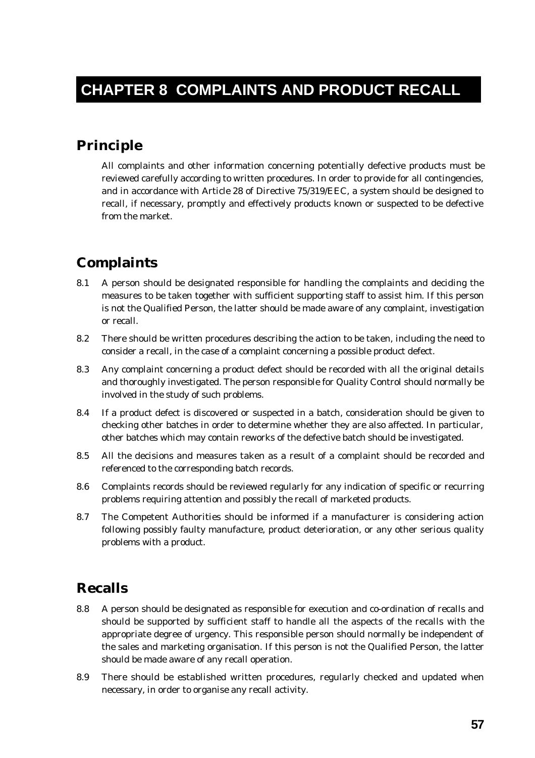# CHAPTER 8 COMPLAINTS AND PRODUCT RECALL

## Principle

All complaints and other information concerning potentially defective products must be reviewed carefully according to written procedures. In order to provide for all contingencies, and in accordance with Article 28 of Directive 75/319/EEC, a system should be designed to recall, if necessary, promptly and effectively products known or suspected to be defective from the market.

## Complaints

8.1 A person should be designated responsible for handling the complaints and deciding the measures to be taken together with sufficient supporting staff to assist him. If this person is not the Qualified Person, the latter should be made aware of any complaint, investigation or recall.

8.2 There should be written procedures describing the action to be taken, including the need to consider a recall, in the case of a complaint concerning a possible product defect.

8.3 Any complaint concerning a product defect should be recorded with all the original details and thoroughly investigated. The person responsible for Quality Control should normally be involved in the study of such problems.

8.4 If a product defect is discovered or suspected in a batch, consideration should be given to checking other batches in order to determine whether they are also affected. In particular, other batches which may contain reworks of the defective batch should be investigated.

8.5 All the decisions and measures taken as a result of a complaint should be recorded and referenced to the corresponding batch records.

8.6 Complaints records should be reviewed regularly for any indication of specific or recurring problems requiring attention and possibly the recall of marketed products.

8.7 The Competent Authorities should be informed if a manufacturer is considering action following possibly faulty manufacture, product deterioration, or any other serious quality problems with a product.

## Recalls

8.8 A person should be designated as responsible for execution and co-ordination of recalls and should be supported by sufficient staff to handle all the aspects of the recalls with the appropriate degree of urgency. This responsible person should normally be independent of the sales and marketing organisation. If this person is not the Qualified Person, the latter should be made aware of any recall operation.

8.9 There should be established written procedures, regularly checked and updated when necessary, in order to organise any recall activity.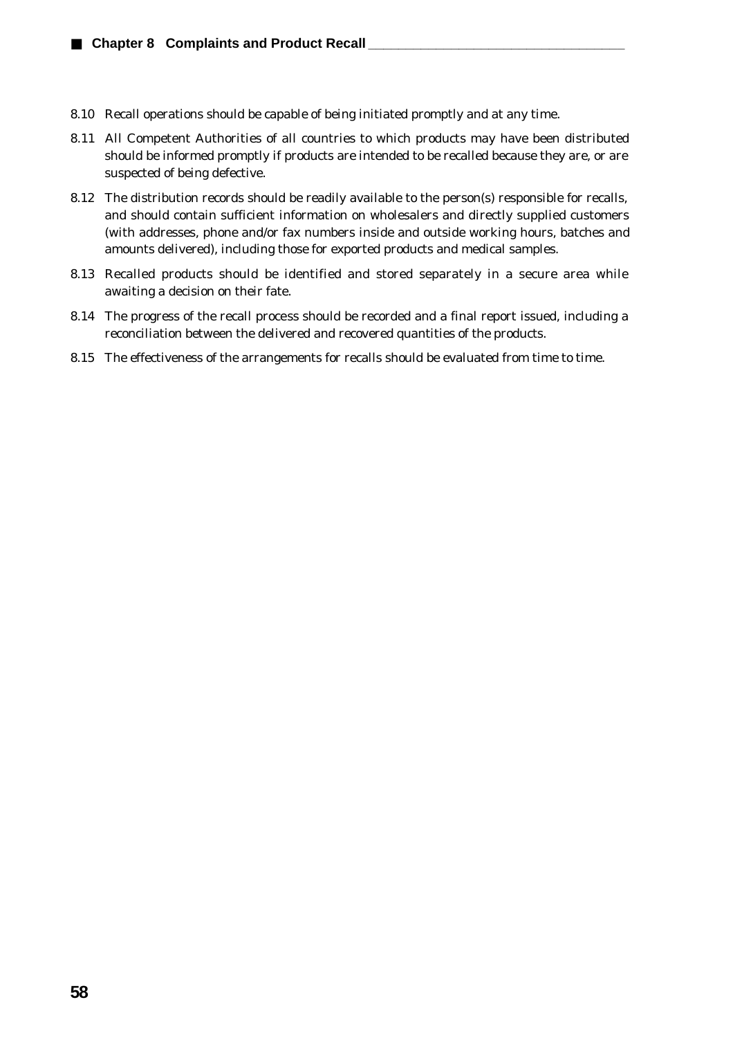8.10 Recall operations should be capable of being initiated promptly and at any time.

8.11 All Competent Authorities of all countries to which products may have been distributed should be informed promptly if products are intended to be recalled because they are, or are suspected of being defective.

8.12 The distribution records should be readily available to the person(s) responsible for recalls, and should contain sufficient information on wholesalers and directly supplied customers (with addresses, phone and/or fax numbers inside and outside working hours, batches and amounts delivered), including those for exported products and medical samples.

8.13 Recalled products should be identified and stored separately in a secure area while awaiting a decision on their fate.

8.14 The progress of the recall process should be recorded and a final report issued, including a reconciliation between the delivered and recovered quantities of the products.

8.15 The effectiveness of the arrangements for recalls should be evaluated from time to time.